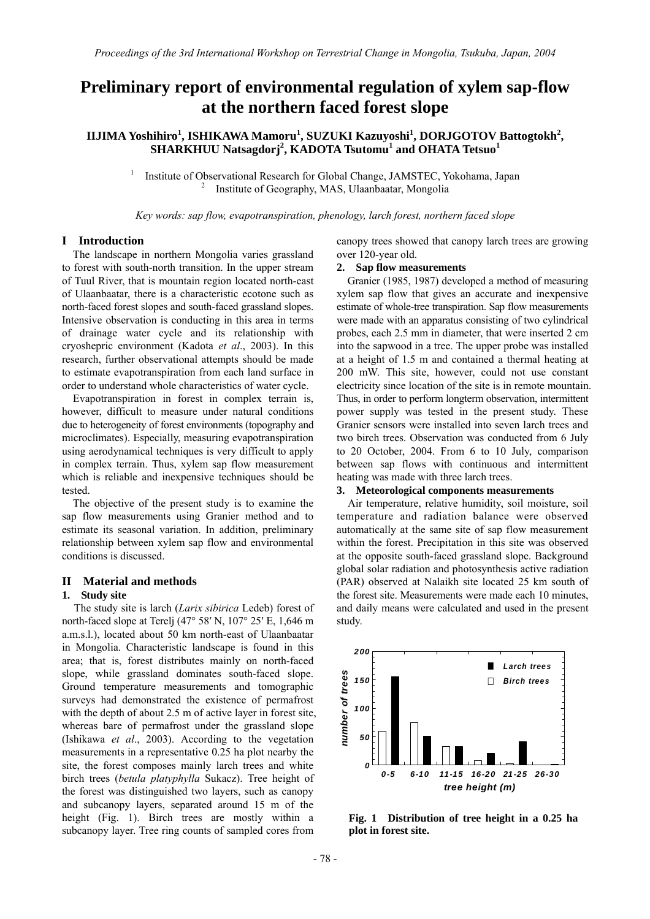# Preliminary report of environmental regulation of xylem sap-flow at the northern faced forest slope

**IIJIMA Yoshihiro[1], ISHIKAWA Mamoru[1], SUZUKI Kazuyoshi[1], DORJGOTOV Battogtokh[2], SHARKHUU Natsagdorj[2], KADOTA Tsutomu[1] and OHATA Tetsuo[1]**

[1] Institute of Observational Research for Global Change, JAMSTEC, Yokohama, Japan
[2] Institute of Geography, MAS, Ulaanbaatar, Mongolia

*Key words: sap flow, evapotranspiration, phenology, larch forest, northern faced slope*

## I Introduction

The landscape in northern Mongolia varies grassland to forest with south-north transition. In the upper stream of Tuul River, that is mountain region located north-east of Ulaanbaatar, there is a characteristic ecotone such as north-faced forest slopes and south-faced grassland slopes. Intensive observation is conducting in this area in terms of drainage water cycle and its relationship with cryoshepric environment (Kadota *et al*., 2003). In this research, further observational attempts should be made to estimate evapotranspiration from each land surface in order to understand whole characteristics of water cycle.

Evapotranspiration in forest in complex terrain is, however, difficult to measure under natural conditions due to heterogeneity of forest environments (topography and microclimates). Especially, measuring evapotranspiration using aerodynamical techniques is very difficult to apply in complex terrain. Thus, xylem sap flow measurement which is reliable and inexpensive techniques should be tested.

The objective of the present study is to examine the sap flow measurements using Granier method and to estimate its seasonal variation. In addition, preliminary relationship between xylem sap flow and environmental conditions is discussed.

## II Material and methods

### 1. Study site

The study site is larch (*Larix sibirica* Ledeb) forest of north-faced slope at Terelj (47° 58′ N, 107° 25′ E, 1,646 m a.m.s.l.), located about 50 km north-east of Ulaanbaatar in Mongolia. Characteristic landscape is found in this area; that is, forest distributes mainly on north-faced slope, while grassland dominates south-faced slope. Ground temperature measurements and tomographic surveys had demonstrated the existence of permafrost with the depth of about 2.5 m of active layer in forest site, whereas bare of permafrost under the grassland slope (Ishikawa *et al*., 2003). According to the vegetation measurements in a representative 0.25 ha plot nearby the site, the forest composes mainly larch trees and white birch trees (*betula platyphylla* Sukacz). Tree height of the forest was distinguished two layers, such as canopy and subcanopy layers, separated around 15 m of the height (Fig. 1). Birch trees are mostly within a subcanopy layer. Tree ring counts of sampled cores from canopy trees showed that canopy larch trees are growing over 120-year old.

### 2. Sap flow measurements

Granier (1985, 1987) developed a method of measuring xylem sap flow that gives an accurate and inexpensive estimate of whole-tree transpiration. Sap flow measurements were made with an apparatus consisting of two cylindrical probes, each 2.5 mm in diameter, that were inserted 2 cm into the sapwood in a tree. The upper probe was installed at a height of 1.5 m and contained a thermal heating at 200 mW. This site, however, could not use constant electricity since location of the site is in remote mountain. Thus, in order to perform longterm observation, intermittent power supply was tested in the present study. These Granier sensors were installed into seven larch trees and two birch trees. Observation was conducted from 6 July to 20 October, 2004. From 6 to 10 July, comparison between sap flows with continuous and intermittent heating was made with three larch trees.

### 3. Meteorological components measurements

Air temperature, relative humidity, soil moisture, soil temperature and radiation balance were observed automatically at the same site of sap flow measurement within the forest. Precipitation in this site was observed at the opposite south-faced grassland slope. Background global solar radiation and photosynthesis active radiation (PAR) observed at Nalaikh site located 25 km south of the forest site. Measurements were made each 10 minutes, and daily means were calculated and used in the present study.

**Fig. 1 Distribution of tree height in a 0.25 ha plot in forest site.**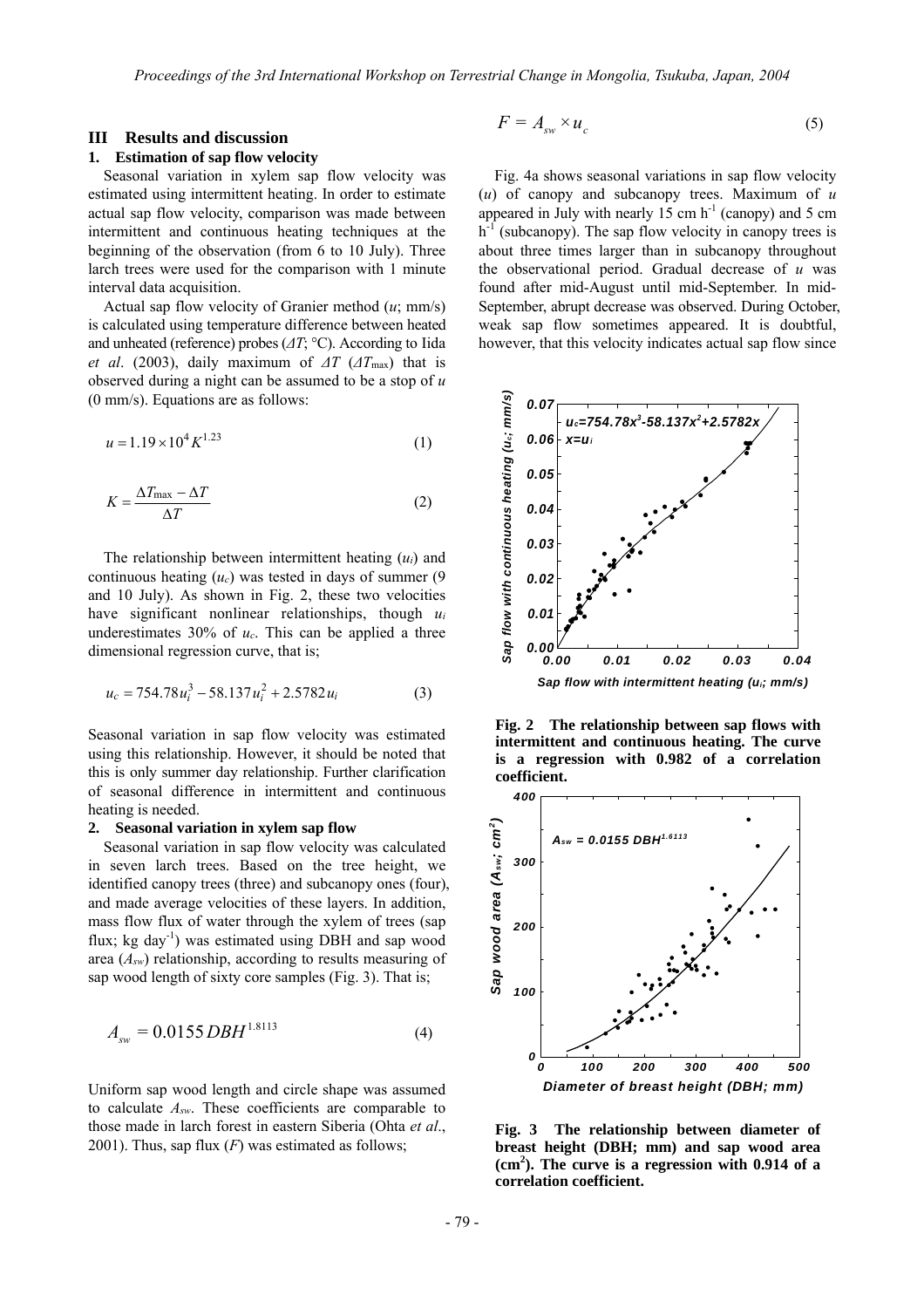## III Results and discussion

### 1. Estimation of sap flow velocity

Seasonal variation in xylem sap flow velocity was estimated using intermittent heating. In order to estimate actual sap flow velocity, comparison was made between intermittent and continuous heating techniques at the beginning of the observation (from 6 to 10 July). Three larch trees were used for the comparison with 1 minute interval data acquisition.

Actual sap flow velocity of Granier method ($u$; mm/s) is calculated using temperature difference between heated and unheated (reference) probes ($\Delta T$; °C). According to Iida *et al*. (2003), daily maximum of $\Delta T$ ($\Delta T_{max}$) that is observed during a night can be assumed to be a stop of $u$ (0 mm/s). Equations are as follows:

$$u = 1.19 \times 10^{4} K^{1.23} \tag{1}$$

$$K = \frac{\Delta T_{max} - \Delta T}{\Delta T} \tag{2}$$

The relationship between intermittent heating ($u_i$) and continuous heating ($u_c$) was tested in days of summer (9 and 10 July). As shown in Fig. 2, these two velocities have significant nonlinear relationships, though $u_i$ underestimates 30% of $u_c$. This can be applied a three dimensional regression curve, that is;

$$u_c = 754.78 u_i^3 - 58.137 u_i^2 + 2.5782 u_i \tag{3}$$

Seasonal variation in sap flow velocity was estimated using this relationship. However, it should be noted that this is only summer day relationship. Further clarification of seasonal difference in intermittent and continuous heating is needed.

### 2. Seasonal variation in xylem sap flow

Seasonal variation in sap flow velocity was calculated in seven larch trees. Based on the tree height, we identified canopy trees (three) and subcanopy ones (four), and made average velocities of these layers. In addition, mass flow flux of water through the xylem of trees (sap flux; kg day$^{-1}$) was estimated using DBH and sap wood area ($A_{sw}$) relationship, according to results measuring of sap wood length of sixty core samples (Fig. 3). That is;

$$A_{sw} = 0.0155\, DBH^{1.8113} \tag{4}$$

Uniform sap wood length and circle shape was assumed to calculate $A_{sw}$. These coefficients are comparable to those made in larch forest in eastern Siberia (Ohta *et al*., 2001). Thus, sap flux ($F$) was estimated as follows;

$$F = A_{sw} \times u_c \tag{5}$$

Fig. 4a shows seasonal variations in sap flow velocity ($u$) of canopy and subcanopy trees. Maximum of $u$ appeared in July with nearly 15 cm h$^{-1}$ (canopy) and 5 cm h$^{-1}$ (subcanopy). The sap flow velocity in canopy trees is about three times larger than in subcanopy throughout the observational period. Gradual decrease of $u$ was found after mid-August until mid-September. In mid-September, abrupt decrease was observed. During October, weak sap flow sometimes appeared. It is doubtful, however, that this velocity indicates actual sap flow since

**Fig. 2 The relationship between sap flows with intermittent and continuous heating. The curve is a regression with 0.982 of a correlation coefficient.**

**Fig. 3 The relationship between diameter of breast height (DBH; mm) and sap wood area (cm$^2$). The curve is a regression with 0.914 of a correlation coefficient.**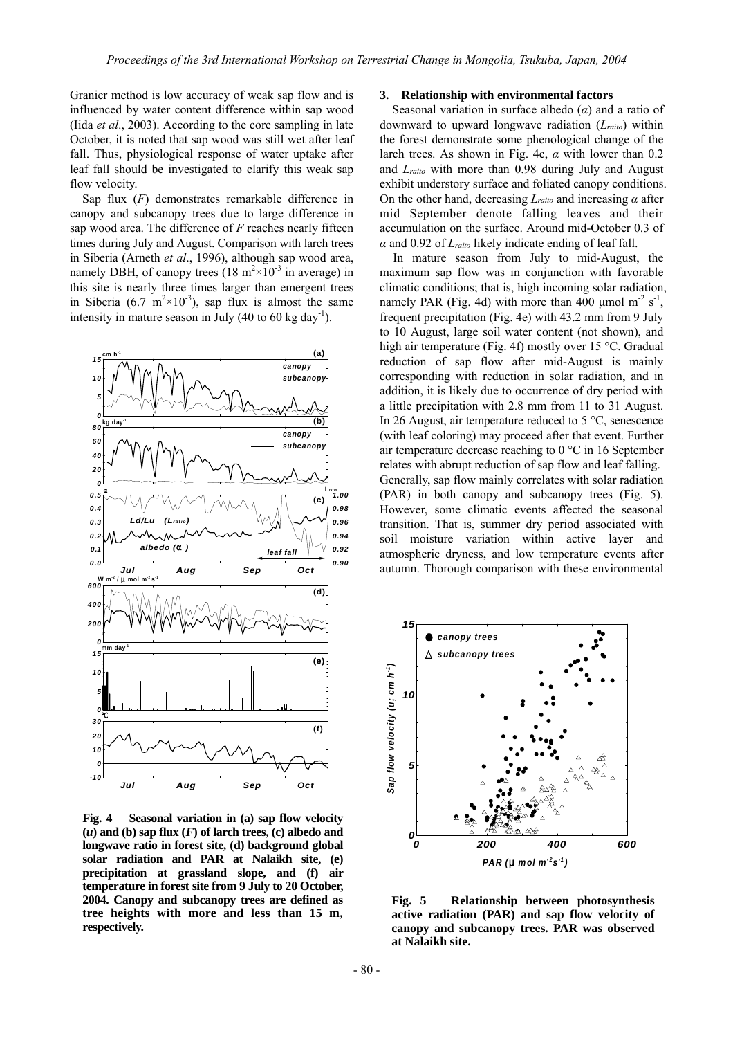Granier method is low accuracy of weak sap flow and is influenced by water content difference within sap wood (Iida *et al*., 2003). According to the core sampling in late October, it is noted that sap wood was still wet after leaf fall. Thus, physiological response of water uptake after leaf fall should be investigated to clarify this weak sap flow velocity.

Sap flux (*F*) demonstrates remarkable difference in canopy and subcanopy trees due to large difference in sap wood area. The difference of *F* reaches nearly fifteen times during July and August. Comparison with larch trees in Siberia (Arneth *et al*., 1996), although sap wood area, namely DBH, of canopy trees ($18\ m^2 \times 10^{-3}$ in average) in this site is nearly three times larger than emergent trees in Siberia ($6.7\ m^2 \times 10^{-3}$), sap flux is almost the same intensity in mature season in July (40 to 60 kg day$^{-1}$).

**Fig. 4 Seasonal variation in (a) sap flow velocity (*u*) and (b) sap flux (*F*) of larch trees, (c) albedo and longwave ratio in forest site, (d) background global solar radiation and PAR at Nalaikh site, (e) precipitation at grassland slope, and (f) air temperature in forest site from 9 July to 20 October, 2004. Canopy and subcanopy trees are defined as tree heights with more and less than 15 m, respectively.**

## 3. Relationship with environmental factors

Seasonal variation in surface albedo ($\alpha$) and a ratio of downward to upward longwave radiation ($L_{raito}$) within the forest demonstrate some phenological change of the larch trees. As shown in Fig. 4c, $\alpha$ with lower than 0.2 and $L_{raito}$ with more than 0.98 during July and August exhibit understory surface and foliated canopy conditions. On the other hand, decreasing $L_{raito}$ and increasing $\alpha$ after mid September denote falling leaves and their accumulation on the surface. Around mid-October 0.3 of $\alpha$ and 0.92 of $L_{raito}$ likely indicate ending of leaf fall.

In mature season from July to mid-August, the maximum sap flow was in conjunction with favorable climatic conditions; that is, high incoming solar radiation, namely PAR (Fig. 4d) with more than 400 μmol m$^{-2}$ s$^{-1}$, frequent precipitation (Fig. 4e) with 43.2 mm from 9 July to 10 August, large soil water content (not shown), and high air temperature (Fig. 4f) mostly over 15 °C. Gradual reduction of sap flow after mid-August is mainly corresponding with reduction in solar radiation, and in addition, it is likely due to occurrence of dry period with a little precipitation with 2.8 mm from 11 to 31 August. In 26 August, air temperature reduced to 5 °C, senescence (with leaf coloring) may proceed after that event. Further air temperature decrease reaching to 0 °C in 16 September relates with abrupt reduction of sap flow and leaf falling. Generally, sap flow mainly correlates with solar radiation (PAR) in both canopy and subcanopy trees (Fig. 5). However, some climatic events affected the seasonal transition. That is, summer dry period associated with soil moisture variation within active layer and atmospheric dryness, and low temperature events after autumn. Thorough comparison with these environmental

**Fig. 5 Relationship between photosynthesis active radiation (PAR) and sap flow velocity of canopy and subcanopy trees. PAR was observed at Nalaikh site.**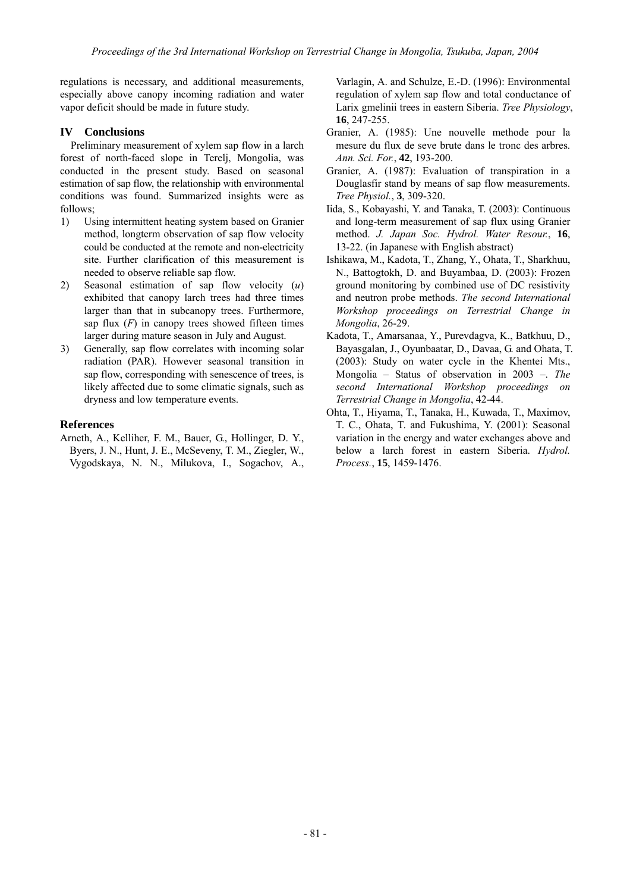regulations is necessary, and additional measurements, especially above canopy incoming radiation and water vapor deficit should be made in future study.

## IV Conclusions

Preliminary measurement of xylem sap flow in a larch forest of north-faced slope in Terelj, Mongolia, was conducted in the present study. Based on seasonal estimation of sap flow, the relationship with environmental conditions was found. Summarized insights were as follows;

1) Using intermittent heating system based on Granier method, longterm observation of sap flow velocity could be conducted at the remote and non-electricity site. Further clarification of this measurement is needed to observe reliable sap flow.
2) Seasonal estimation of sap flow velocity ($u$) exhibited that canopy larch trees had three times larger than that in subcanopy trees. Furthermore, sap flux ($F$) in canopy trees showed fifteen times larger during mature season in July and August.
3) Generally, sap flow correlates with incoming solar radiation (PAR). However seasonal transition in sap flow, corresponding with senescence of trees, is likely affected due to some climatic signals, such as dryness and low temperature events.

## References

Arneth, A., Kelliher, F. M., Bauer, G., Hollinger, D. Y., Byers, J. N., Hunt, J. E., McSeveny, T. M., Ziegler, W., Vygodskaya, N. N., Milukova, I., Sogachov, A., Varlagin, A. and Schulze, E.-D. (1996): Environmental regulation of xylem sap flow and total conductance of Larix gmelinii trees in eastern Siberia. *Tree Physiology*, **16**, 247-255.

Granier, A. (1985): Une nouvelle methode pour la mesure du flux de seve brute dans le tronc des arbres. *Ann. Sci. For.*, **42**, 193-200.

Granier, A. (1987): Evaluation of transpiration in a Douglasfir stand by means of sap flow measurements. *Tree Physiol.*, **3**, 309-320.

Iida, S., Kobayashi, Y. and Tanaka, T. (2003): Continuous and long-term measurement of sap flux using Granier method. *J. Japan Soc. Hydrol. Water Resour.*, **16**, 13-22. (in Japanese with English abstract)

Ishikawa, M., Kadota, T., Zhang, Y., Ohata, T., Sharkhuu, N., Battogtokh, D. and Buyambaa, D. (2003): Frozen ground monitoring by combined use of DC resistivity and neutron probe methods. *The second International Workshop proceedings on Terrestrial Change in Mongolia*, 26-29.

Kadota, T., Amarsanaa, Y., Purevdagva, K., Batkhuu, D., Bayasgalan, J., Oyunbaatar, D., Davaa, G. and Ohata, T. (2003): Study on water cycle in the Khentei Mts., Mongolia – Status of observation in 2003 –. *The second International Workshop proceedings on Terrestrial Change in Mongolia*, 42-44.

Ohta, T., Hiyama, T., Tanaka, H., Kuwada, T., Maximov, T. C., Ohata, T. and Fukushima, Y. (2001): Seasonal variation in the energy and water exchanges above and below a larch forest in eastern Siberia. *Hydrol. Process.*, **15**, 1459-1476.